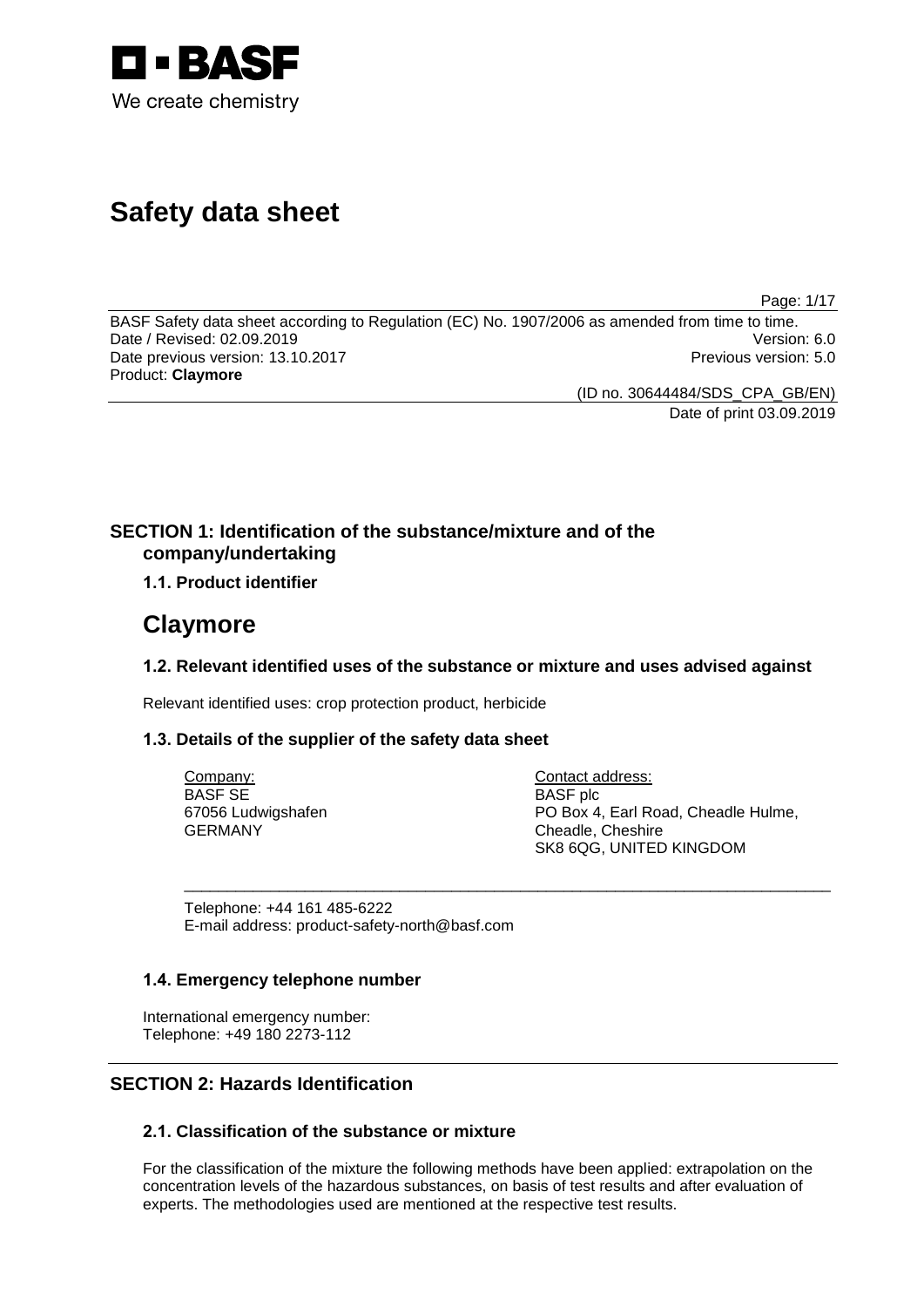BASF

We create chemistry

# Safety data sheet

BASF Safety data sheet according to Regulation (EC) No. 1907/2006 as amended from time to time.
Date / Revised: 02.09.2019 Version: 6.0
Date previous version: 13.10.2017 Previous version: 5.0
Product: **Claymore**

(ID no. 30644484/SDS_CPA_GB/EN)
Date of print 03.09.2019

## SECTION 1: Identification of the substance/mixture and of the company/undertaking

### 1.1. Product identifier

# Claymore

### 1.2. Relevant identified uses of the substance or mixture and uses advised against

Relevant identified uses: crop protection product, herbicide

### 1.3. Details of the supplier of the safety data sheet

Company:
BASF SE
67056 Ludwigshafen
GERMANY

Contact address:
BASF plc
PO Box 4, Earl Road, Cheadle Hulme,
Cheadle, Cheshire
SK8 6QG, UNITED KINGDOM

Telephone: +44 161 485-6222
E-mail address: product-safety-north@basf.com

### 1.4. Emergency telephone number

International emergency number:
Telephone: +49 180 2273-112

## SECTION 2: Hazards Identification

### 2.1. Classification of the substance or mixture

For the classification of the mixture the following methods have been applied: extrapolation on the concentration levels of the hazardous substances, on basis of test results and after evaluation of experts. The methodologies used are mentioned at the respective test results.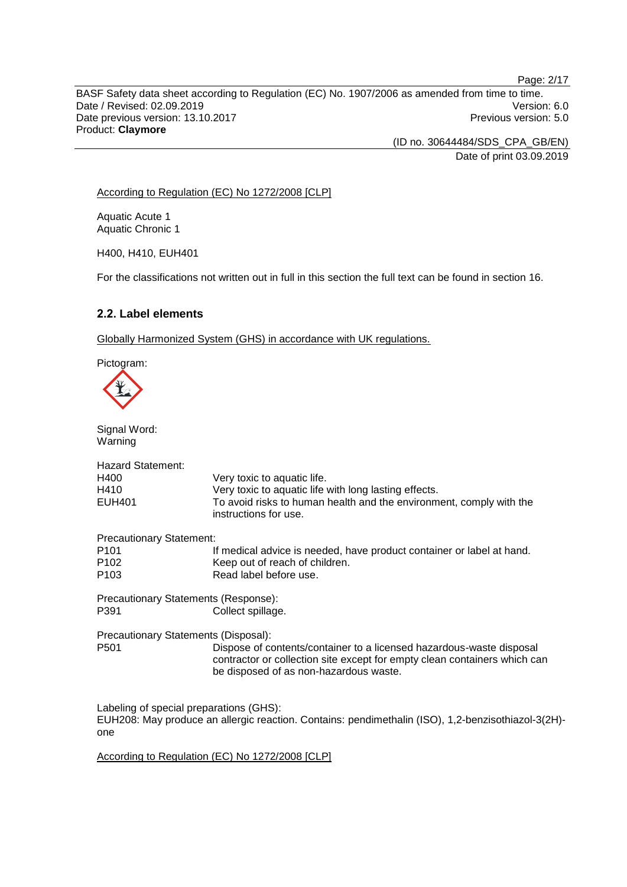According to Regulation (EC) No 1272/2008 [CLP]

Aquatic Acute 1
Aquatic Chronic 1

H400, H410, EUH401

For the classifications not written out in full in this section the full text can be found in section 16.

### 2.2. Label elements

Globally Harmonized System (GHS) in accordance with UK regulations.

Pictogram:

Signal Word:
Warning

Hazard Statement:

| | |
|---|---|
| H400 | Very toxic to aquatic life. |
| H410 | Very toxic to aquatic life with long lasting effects. |
| EUH401 | To avoid risks to human health and the environment, comply with the instructions for use. |

Precautionary Statement:

| | |
|---|---|
| P101 | If medical advice is needed, have product container or label at hand. |
| P102 | Keep out of reach of children. |
| P103 | Read label before use. |

Precautionary Statements (Response):

| | |
|---|---|
| P391 | Collect spillage. |

Precautionary Statements (Disposal):

| | |
|---|---|
| P501 | Dispose of contents/container to a licensed hazardous-waste disposal contractor or collection site except for empty clean containers which can be disposed of as non-hazardous waste. |

Labeling of special preparations (GHS):
EUH208: May produce an allergic reaction. Contains: pendimethalin (ISO), 1,2-benzisothiazol-3(2H)-one

According to Regulation (EC) No 1272/2008 [CLP]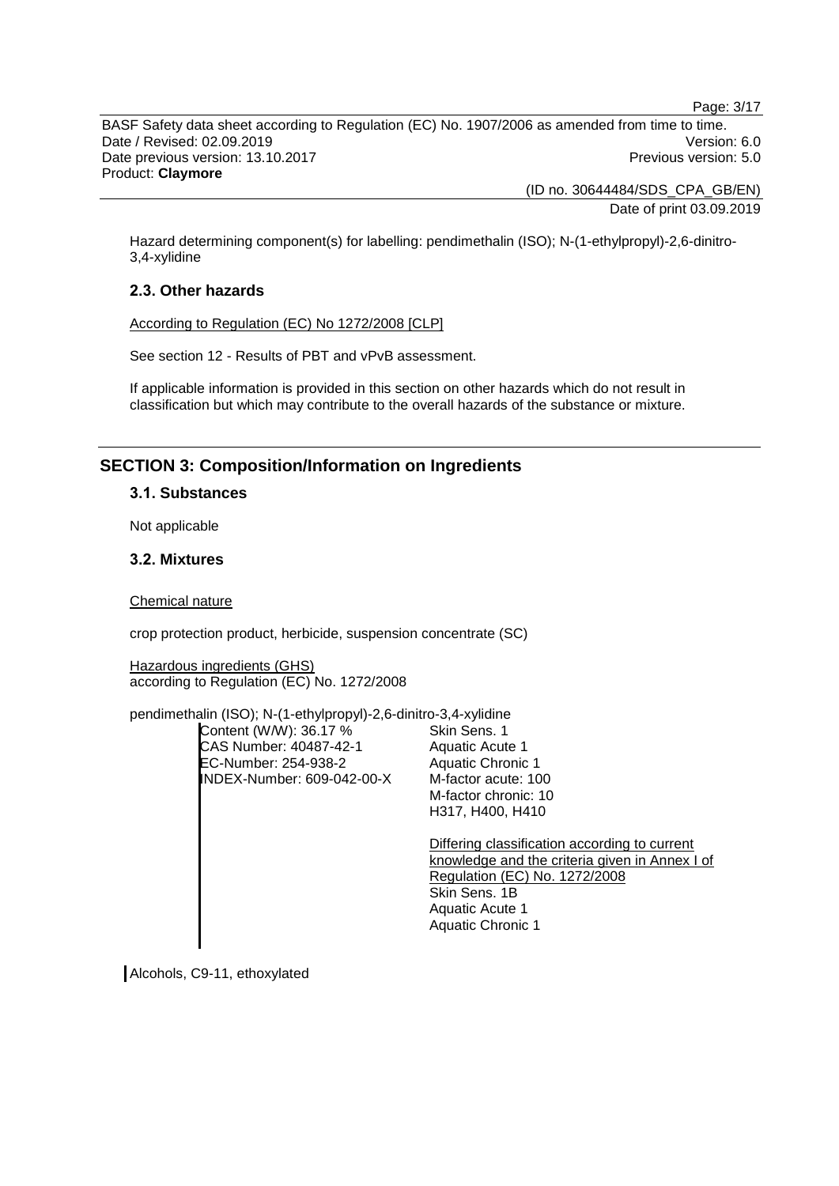Hazard determining component(s) for labelling: pendimethalin (ISO); N-(1-ethylpropyl)-2,6-dinitro-3,4-xylidine

### 2.3. Other hazards

According to Regulation (EC) No 1272/2008 [CLP]

See section 12 - Results of PBT and vPvB assessment.

If applicable information is provided in this section on other hazards which do not result in classification but which may contribute to the overall hazards of the substance or mixture.

## SECTION 3: Composition/Information on Ingredients

### 3.1. Substances

Not applicable

### 3.2. Mixtures

Chemical nature

crop protection product, herbicide, suspension concentrate (SC)

Hazardous ingredients (GHS)
according to Regulation (EC) No. 1272/2008

pendimethalin (ISO); N-(1-ethylpropyl)-2,6-dinitro-3,4-xylidine

| | |
|---|---|
| Content (W/W): 36.17 %<br>CAS Number: 40487-42-1<br>EC-Number: 254-938-2<br>INDEX-Number: 609-042-00-X | Skin Sens. 1<br>Aquatic Acute 1<br>Aquatic Chronic 1<br>M-factor acute: 100<br>M-factor chronic: 10<br>H317, H400, H410<br><br>Differing classification according to current knowledge and the criteria given in Annex I of Regulation (EC) No. 1272/2008<br>Skin Sens. 1B<br>Aquatic Acute 1<br>Aquatic Chronic 1 |

Alcohols, C9-11, ethoxylated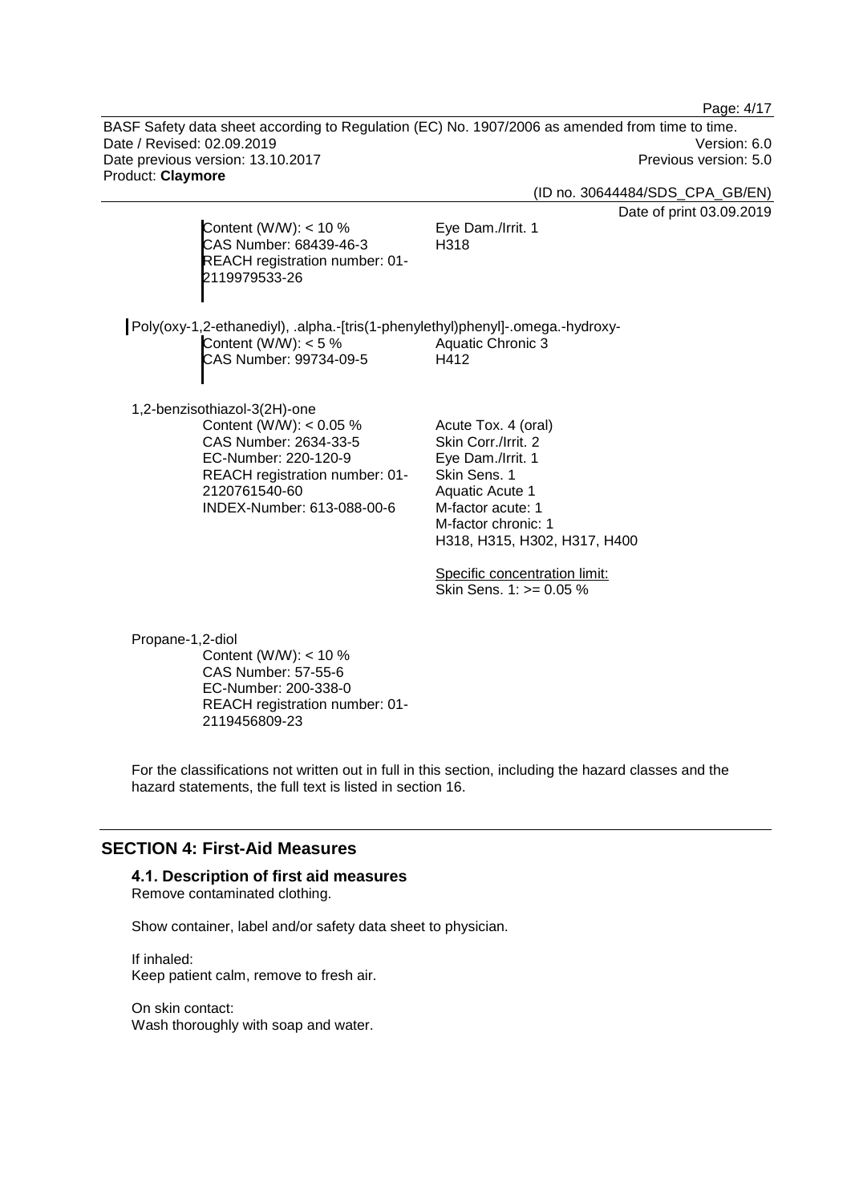Content (W/W): < 10 %
CAS Number: 68439-46-3
REACH registration number: 01-2119979533-26

Eye Dam./Irrit. 1
H318

Poly(oxy-1,2-ethanediyl), .alpha.-[tris(1-phenylethyl)phenyl]-.omega.-hydroxy-

Content (W/W): < 5 %
CAS Number: 99734-09-5

Aquatic Chronic 3
H412

1,2-benzisothiazol-3(2H)-one

Content (W/W): < 0.05 %
CAS Number: 2634-33-5
EC-Number: 220-120-9
REACH registration number: 01-2120761540-60
INDEX-Number: 613-088-00-6

Acute Tox. 4 (oral)
Skin Corr./Irrit. 2
Eye Dam./Irrit. 1
Skin Sens. 1
Aquatic Acute 1
M-factor acute: 1
M-factor chronic: 1
H318, H315, H302, H317, H400

Specific concentration limit:
Skin Sens. 1: >= 0.05 %

Propane-1,2-diol

Content (W/W): < 10 %
CAS Number: 57-55-6
EC-Number: 200-338-0
REACH registration number: 01-2119456809-23

For the classifications not written out in full in this section, including the hazard classes and the hazard statements, the full text is listed in section 16.

## SECTION 4: First-Aid Measures

### 4.1. Description of first aid measures

Remove contaminated clothing.

Show container, label and/or safety data sheet to physician.

If inhaled:
Keep patient calm, remove to fresh air.

On skin contact:
Wash thoroughly with soap and water.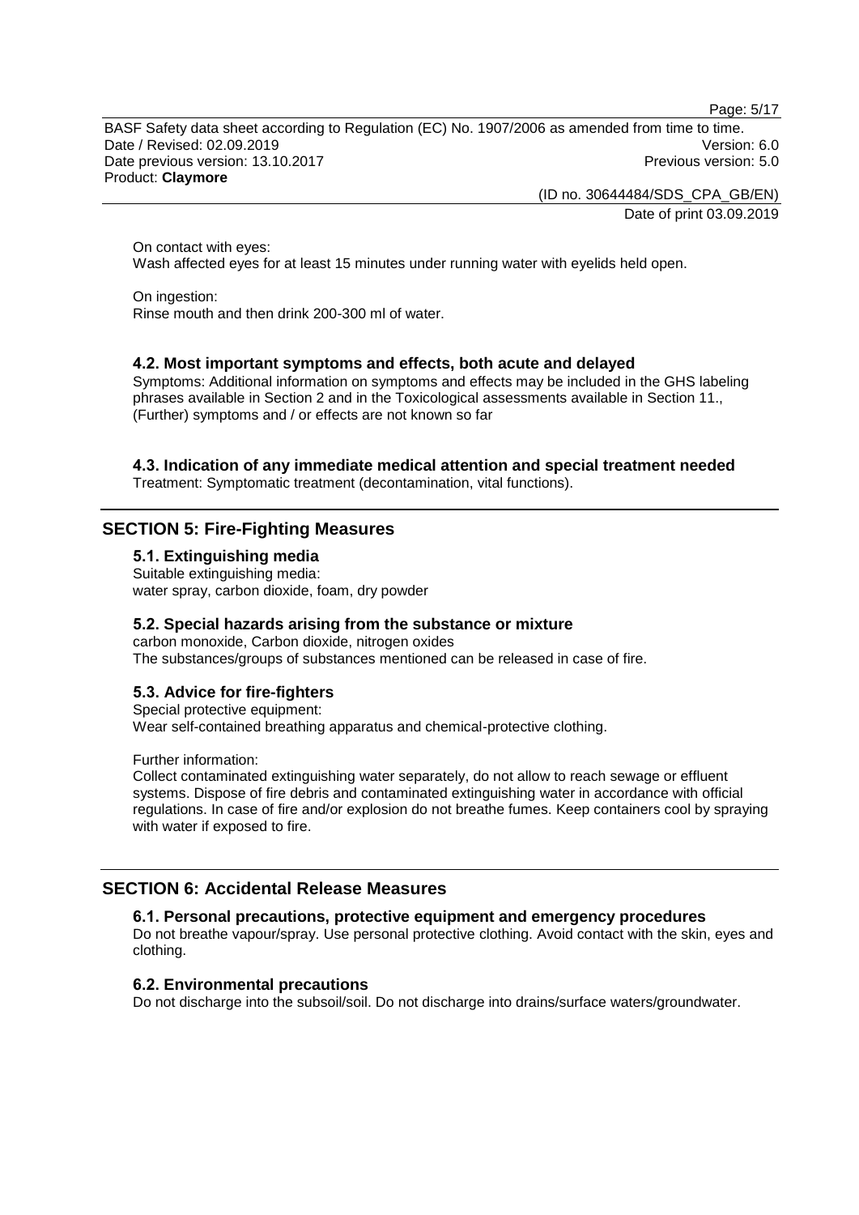On contact with eyes:
Wash affected eyes for at least 15 minutes under running water with eyelids held open.

On ingestion:
Rinse mouth and then drink 200-300 ml of water.

### 4.2. Most important symptoms and effects, both acute and delayed

Symptoms: Additional information on symptoms and effects may be included in the GHS labeling phrases available in Section 2 and in the Toxicological assessments available in Section 11., (Further) symptoms and / or effects are not known so far

### 4.3. Indication of any immediate medical attention and special treatment needed

Treatment: Symptomatic treatment (decontamination, vital functions).

## SECTION 5: Fire-Fighting Measures

### 5.1. Extinguishing media

Suitable extinguishing media:
water spray, carbon dioxide, foam, dry powder

### 5.2. Special hazards arising from the substance or mixture

carbon monoxide, Carbon dioxide, nitrogen oxides
The substances/groups of substances mentioned can be released in case of fire.

### 5.3. Advice for fire-fighters

Special protective equipment:
Wear self-contained breathing apparatus and chemical-protective clothing.

Further information:
Collect contaminated extinguishing water separately, do not allow to reach sewage or effluent systems. Dispose of fire debris and contaminated extinguishing water in accordance with official regulations. In case of fire and/or explosion do not breathe fumes. Keep containers cool by spraying with water if exposed to fire.

## SECTION 6: Accidental Release Measures

### 6.1. Personal precautions, protective equipment and emergency procedures

Do not breathe vapour/spray. Use personal protective clothing. Avoid contact with the skin, eyes and clothing.

### 6.2. Environmental precautions

Do not discharge into the subsoil/soil. Do not discharge into drains/surface waters/groundwater.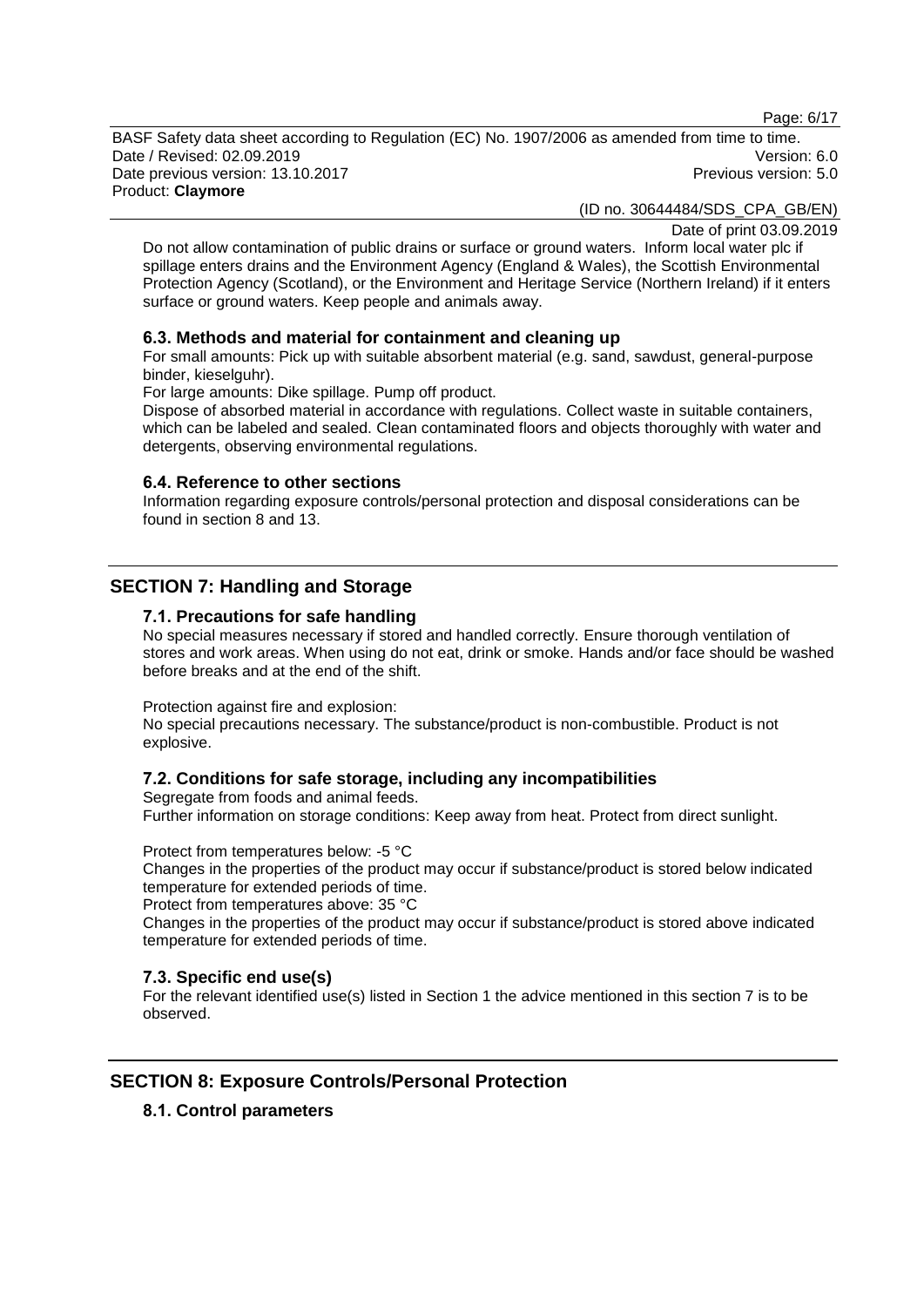Do not allow contamination of public drains or surface or ground waters. Inform local water plc if spillage enters drains and the Environment Agency (England & Wales), the Scottish Environmental Protection Agency (Scotland), or the Environment and Heritage Service (Northern Ireland) if it enters surface or ground waters. Keep people and animals away.

### 6.3. Methods and material for containment and cleaning up

For small amounts: Pick up with suitable absorbent material (e.g. sand, sawdust, general-purpose binder, kieselguhr).

For large amounts: Dike spillage. Pump off product.

Dispose of absorbed material in accordance with regulations. Collect waste in suitable containers, which can be labeled and sealed. Clean contaminated floors and objects thoroughly with water and detergents, observing environmental regulations.

### 6.4. Reference to other sections

Information regarding exposure controls/personal protection and disposal considerations can be found in section 8 and 13.

## SECTION 7: Handling and Storage

### 7.1. Precautions for safe handling

No special measures necessary if stored and handled correctly. Ensure thorough ventilation of stores and work areas. When using do not eat, drink or smoke. Hands and/or face should be washed before breaks and at the end of the shift.

Protection against fire and explosion:
No special precautions necessary. The substance/product is non-combustible. Product is not explosive.

### 7.2. Conditions for safe storage, including any incompatibilities

Segregate from foods and animal feeds.
Further information on storage conditions: Keep away from heat. Protect from direct sunlight.

Protect from temperatures below: -5 °C
Changes in the properties of the product may occur if substance/product is stored below indicated temperature for extended periods of time.
Protect from temperatures above: 35 °C
Changes in the properties of the product may occur if substance/product is stored above indicated temperature for extended periods of time.

### 7.3. Specific end use(s)

For the relevant identified use(s) listed in Section 1 the advice mentioned in this section 7 is to be observed.

## SECTION 8: Exposure Controls/Personal Protection

### 8.1. Control parameters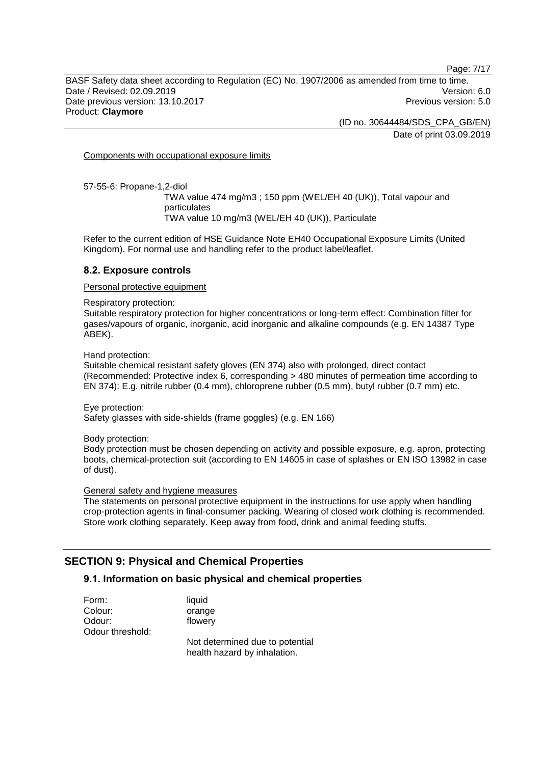Components with occupational exposure limits

57-55-6: Propane-1,2-diol

TWA value 474 mg/m3 ; 150 ppm (WEL/EH 40 (UK)), Total vapour and particulates
TWA value 10 mg/m3 (WEL/EH 40 (UK)), Particulate

Refer to the current edition of HSE Guidance Note EH40 Occupational Exposure Limits (United Kingdom). For normal use and handling refer to the product label/leaflet.

### 8.2. Exposure controls

Personal protective equipment

Respiratory protection:
Suitable respiratory protection for higher concentrations or long-term effect: Combination filter for gases/vapours of organic, inorganic, acid inorganic and alkaline compounds (e.g. EN 14387 Type ABEK).

Hand protection:
Suitable chemical resistant safety gloves (EN 374) also with prolonged, direct contact (Recommended: Protective index 6, corresponding > 480 minutes of permeation time according to EN 374): E.g. nitrile rubber (0.4 mm), chloroprene rubber (0.5 mm), butyl rubber (0.7 mm) etc.

Eye protection:
Safety glasses with side-shields (frame goggles) (e.g. EN 166)

Body protection:
Body protection must be chosen depending on activity and possible exposure, e.g. apron, protecting boots, chemical-protection suit (according to EN 14605 in case of splashes or EN ISO 13982 in case of dust).

General safety and hygiene measures

The statements on personal protective equipment in the instructions for use apply when handling crop-protection agents in final-consumer packing. Wearing of closed work clothing is recommended. Store work clothing separately. Keep away from food, drink and animal feeding stuffs.

## SECTION 9: Physical and Chemical Properties

### 9.1. Information on basic physical and chemical properties

Form: liquid
Colour: orange
Odour: flowery
Odour threshold:
Not determined due to potential health hazard by inhalation.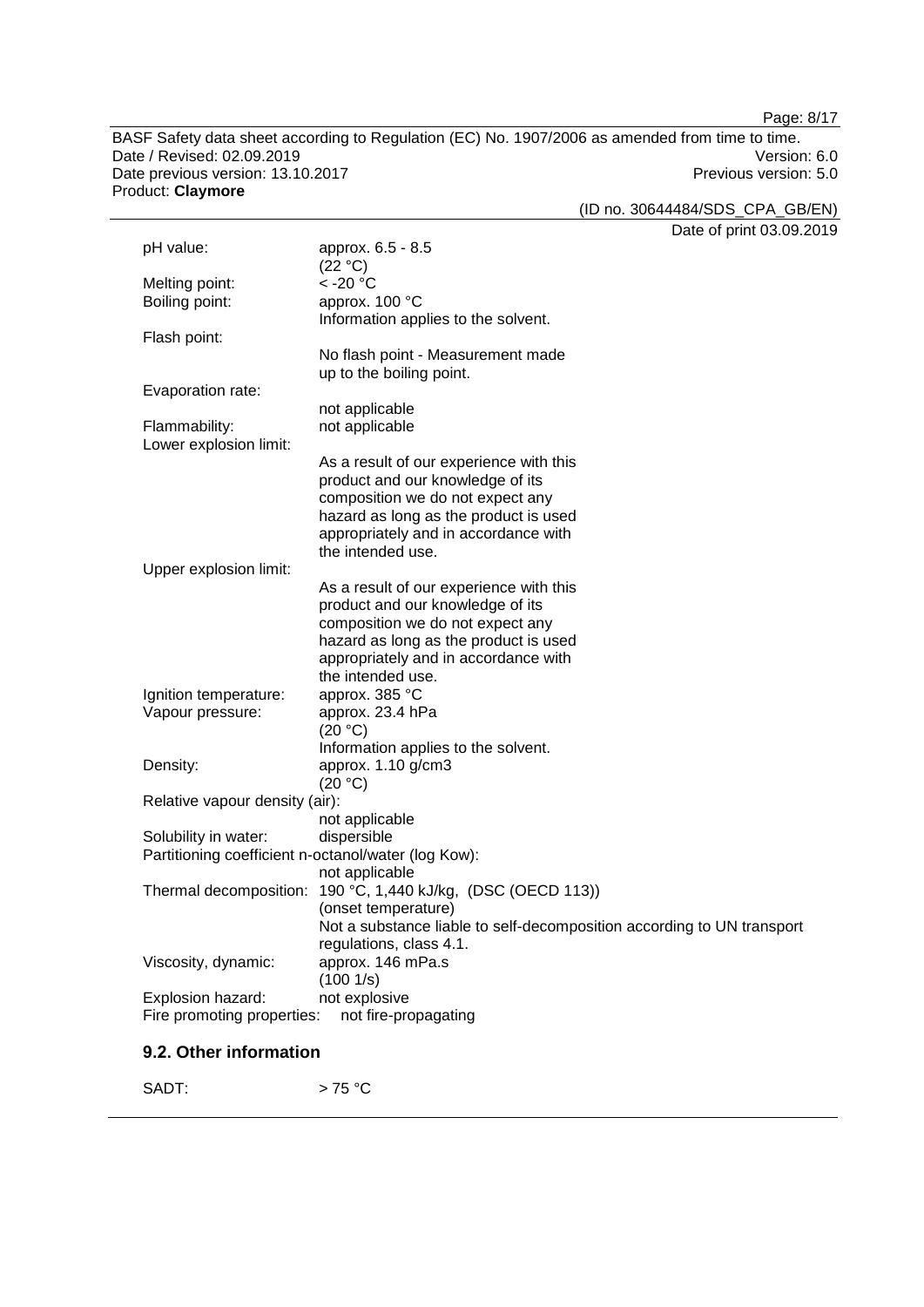| | |
|---|---|
| pH value: | approx. 6.5 - 8.5 (22 °C) |
| Melting point: | < -20 °C |
| Boiling point: | approx. 100 °C<br>Information applies to the solvent. |
| Flash point: | No flash point - Measurement made up to the boiling point. |
| Evaporation rate: | not applicable |
| Flammability: | not applicable |
| Lower explosion limit: | As a result of our experience with this product and our knowledge of its composition we do not expect any hazard as long as the product is used appropriately and in accordance with the intended use. |
| Upper explosion limit: | As a result of our experience with this product and our knowledge of its composition we do not expect any hazard as long as the product is used appropriately and in accordance with the intended use. |
| Ignition temperature: | approx. 385 °C |
| Vapour pressure: | approx. 23.4 hPa (20 °C)<br>Information applies to the solvent. |
| Density: | approx. 1.10 g/cm3 (20 °C) |
| Relative vapour density (air): | not applicable |
| Solubility in water: | dispersible |
| Partitioning coefficient n-octanol/water (log Kow): | not applicable |
| Thermal decomposition: | 190 °C, 1,440 kJ/kg, (DSC (OECD 113)) (onset temperature)<br>Not a substance liable to self-decomposition according to UN transport regulations, class 4.1. |
| Viscosity, dynamic: | approx. 146 mPa.s (100 1/s) |
| Explosion hazard: | not explosive |
| Fire promoting properties: | not fire-propagating |

## 9.2. Other information

SADT: > 75 °C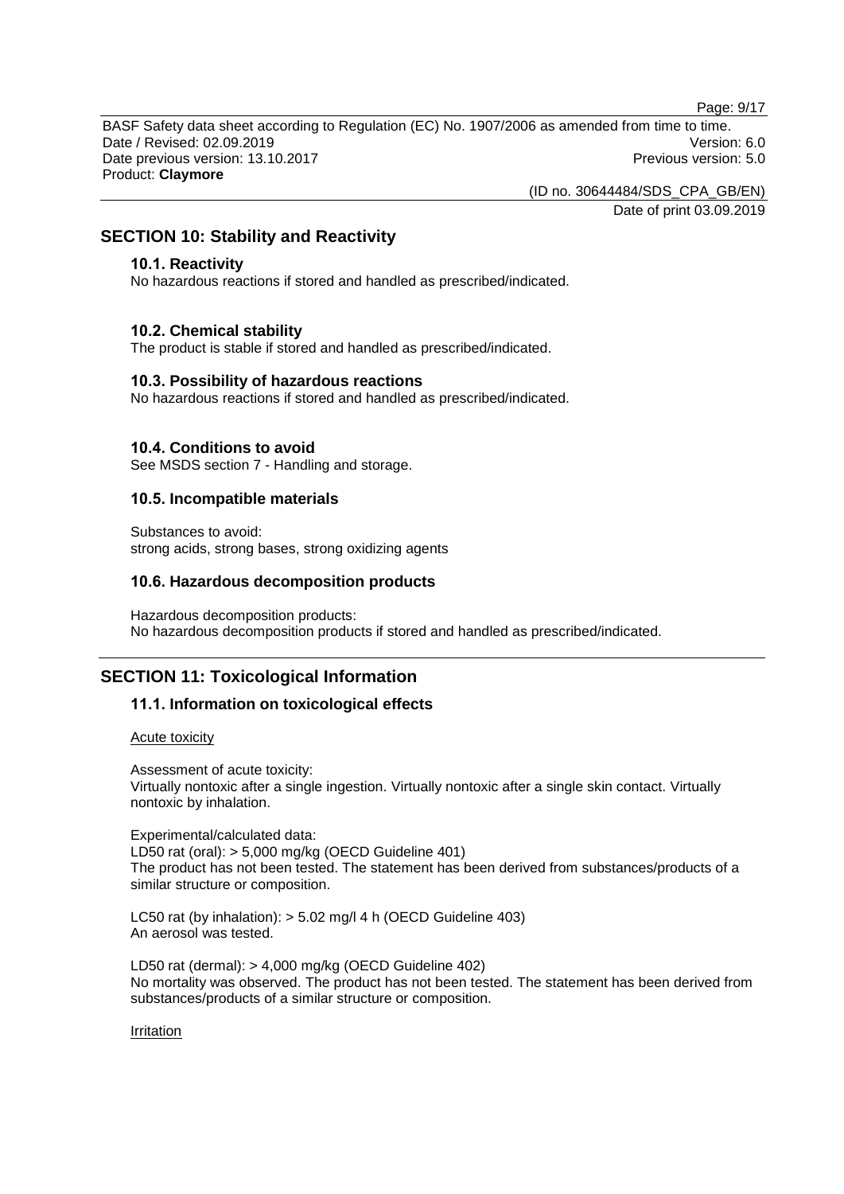## SECTION 10: Stability and Reactivity

### 10.1. Reactivity

No hazardous reactions if stored and handled as prescribed/indicated.

### 10.2. Chemical stability

The product is stable if stored and handled as prescribed/indicated.

### 10.3. Possibility of hazardous reactions

No hazardous reactions if stored and handled as prescribed/indicated.

### 10.4. Conditions to avoid

See MSDS section 7 - Handling and storage.

### 10.5. Incompatible materials

Substances to avoid:
strong acids, strong bases, strong oxidizing agents

### 10.6. Hazardous decomposition products

Hazardous decomposition products:
No hazardous decomposition products if stored and handled as prescribed/indicated.

## SECTION 11: Toxicological Information

### 11.1. Information on toxicological effects

Acute toxicity

Assessment of acute toxicity:
Virtually nontoxic after a single ingestion. Virtually nontoxic after a single skin contact. Virtually nontoxic by inhalation.

Experimental/calculated data:
LD50 rat (oral): > 5,000 mg/kg (OECD Guideline 401)
The product has not been tested. The statement has been derived from substances/products of a similar structure or composition.

LC50 rat (by inhalation): > 5.02 mg/l 4 h (OECD Guideline 403)
An aerosol was tested.

LD50 rat (dermal): > 4,000 mg/kg (OECD Guideline 402)
No mortality was observed. The product has not been tested. The statement has been derived from substances/products of a similar structure or composition.

Irritation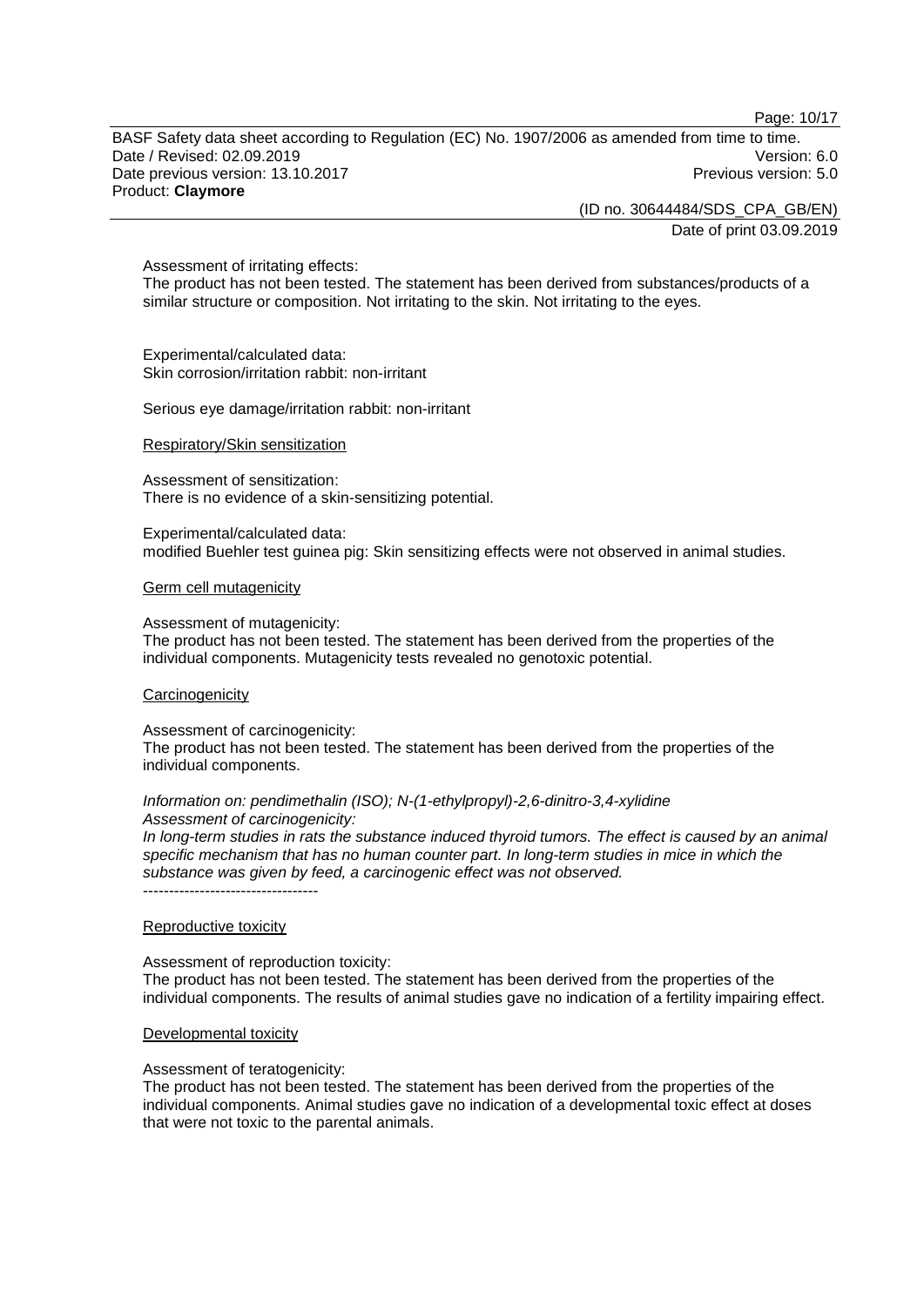Assessment of irritating effects:
The product has not been tested. The statement has been derived from substances/products of a similar structure or composition. Not irritating to the skin. Not irritating to the eyes.

Experimental/calculated data:
Skin corrosion/irritation rabbit: non-irritant

Serious eye damage/irritation rabbit: non-irritant

Respiratory/Skin sensitization

Assessment of sensitization:
There is no evidence of a skin-sensitizing potential.

Experimental/calculated data:
modified Buehler test guinea pig: Skin sensitizing effects were not observed in animal studies.

Germ cell mutagenicity

Assessment of mutagenicity:
The product has not been tested. The statement has been derived from the properties of the individual components. Mutagenicity tests revealed no genotoxic potential.

Carcinogenicity

Assessment of carcinogenicity:
The product has not been tested. The statement has been derived from the properties of the individual components.

*Information on: pendimethalin (ISO); N-(1-ethylpropyl)-2,6-dinitro-3,4-xylidine*
*Assessment of carcinogenicity:*
*In long-term studies in rats the substance induced thyroid tumors. The effect is caused by an animal specific mechanism that has no human counter part. In long-term studies in mice in which the substance was given by feed, a carcinogenic effect was not observed.*
----------------------------------

Reproductive toxicity

Assessment of reproduction toxicity:
The product has not been tested. The statement has been derived from the properties of the individual components. The results of animal studies gave no indication of a fertility impairing effect.

Developmental toxicity

Assessment of teratogenicity:
The product has not been tested. The statement has been derived from the properties of the individual components. Animal studies gave no indication of a developmental toxic effect at doses that were not toxic to the parental animals.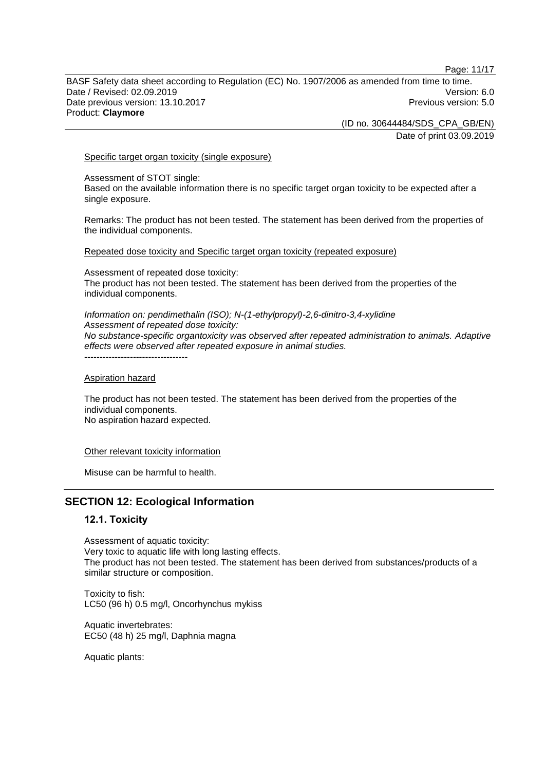Specific target organ toxicity (single exposure)

Assessment of STOT single:
Based on the available information there is no specific target organ toxicity to be expected after a single exposure.

Remarks: The product has not been tested. The statement has been derived from the properties of the individual components.

Repeated dose toxicity and Specific target organ toxicity (repeated exposure)

Assessment of repeated dose toxicity:
The product has not been tested. The statement has been derived from the properties of the individual components.

*Information on: pendimethalin (ISO); N-(1-ethylpropyl)-2,6-dinitro-3,4-xylidine*
*Assessment of repeated dose toxicity:*
*No substance-specific organtoxicity was observed after repeated administration to animals. Adaptive effects were observed after repeated exposure in animal studies.*
----------------------------------

Aspiration hazard

The product has not been tested. The statement has been derived from the properties of the individual components.
No aspiration hazard expected.

Other relevant toxicity information

Misuse can be harmful to health.

## SECTION 12: Ecological Information

### 12.1. Toxicity

Assessment of aquatic toxicity:
Very toxic to aquatic life with long lasting effects.
The product has not been tested. The statement has been derived from substances/products of a similar structure or composition.

Toxicity to fish:
LC50 (96 h) 0.5 mg/l, Oncorhynchus mykiss

Aquatic invertebrates:
EC50 (48 h) 25 mg/l, Daphnia magna

Aquatic plants: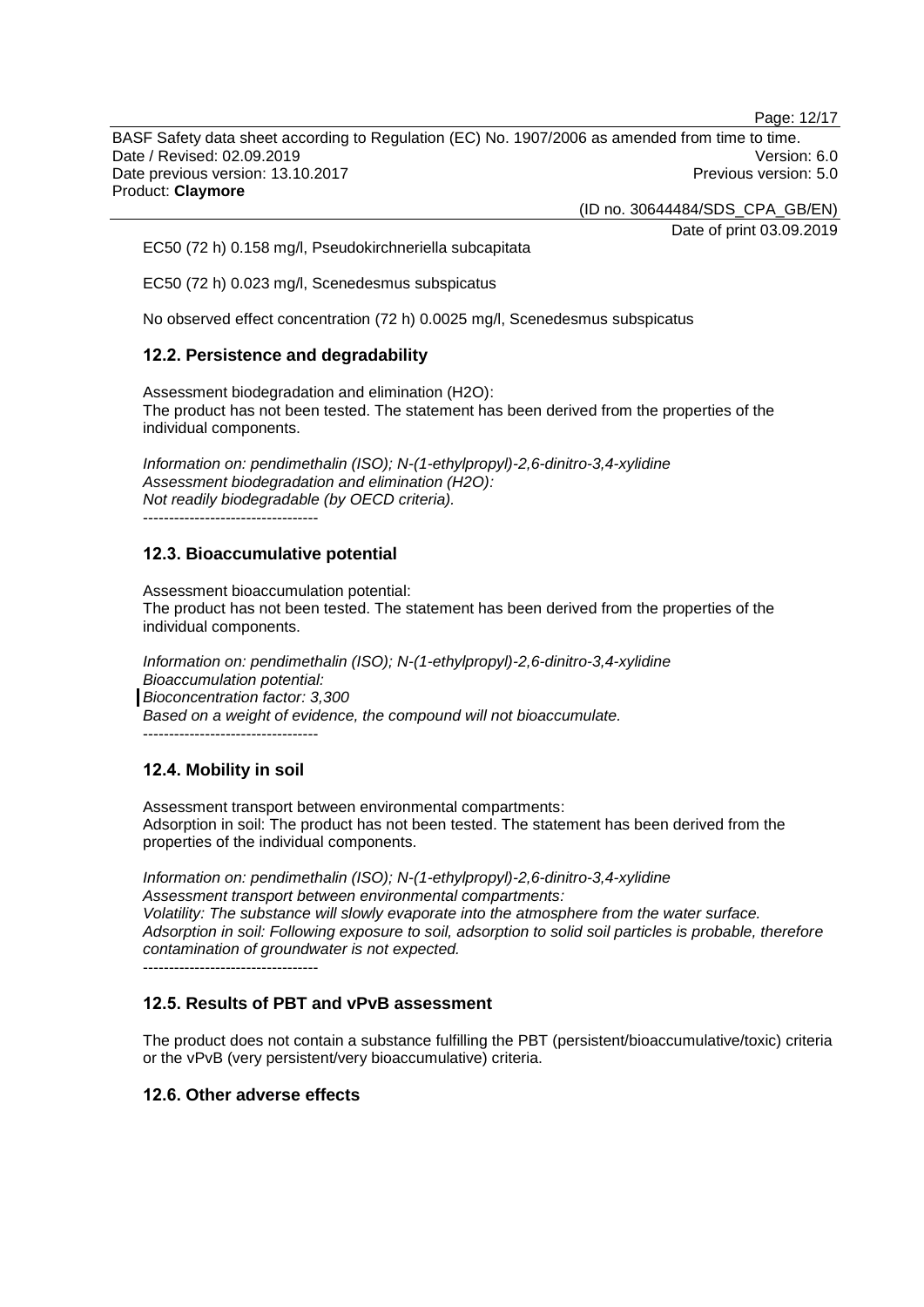EC50 (72 h) 0.158 mg/l, Pseudokirchneriella subcapitata

EC50 (72 h) 0.023 mg/l, Scenedesmus subspicatus

No observed effect concentration (72 h) 0.0025 mg/l, Scenedesmus subspicatus

## 12.2. Persistence and degradability

Assessment biodegradation and elimination (H2O):
The product has not been tested. The statement has been derived from the properties of the individual components.

*Information on: pendimethalin (ISO); N-(1-ethylpropyl)-2,6-dinitro-3,4-xylidine*
*Assessment biodegradation and elimination (H2O):*
*Not readily biodegradable (by OECD criteria).*

----------------------------------

## 12.3. Bioaccumulative potential

Assessment bioaccumulation potential:
The product has not been tested. The statement has been derived from the properties of the individual components.

*Information on: pendimethalin (ISO); N-(1-ethylpropyl)-2,6-dinitro-3,4-xylidine*
*Bioaccumulation potential:*
*Bioconcentration factor: 3,300*
*Based on a weight of evidence, the compound will not bioaccumulate.*

----------------------------------

## 12.4. Mobility in soil

Assessment transport between environmental compartments:
Adsorption in soil: The product has not been tested. The statement has been derived from the properties of the individual components.

*Information on: pendimethalin (ISO); N-(1-ethylpropyl)-2,6-dinitro-3,4-xylidine*
*Assessment transport between environmental compartments:*
*Volatility: The substance will slowly evaporate into the atmosphere from the water surface.*
*Adsorption in soil: Following exposure to soil, adsorption to solid soil particles is probable, therefore contamination of groundwater is not expected.*

----------------------------------

## 12.5. Results of PBT and vPvB assessment

The product does not contain a substance fulfilling the PBT (persistent/bioaccumulative/toxic) criteria or the vPvB (very persistent/very bioaccumulative) criteria.

## 12.6. Other adverse effects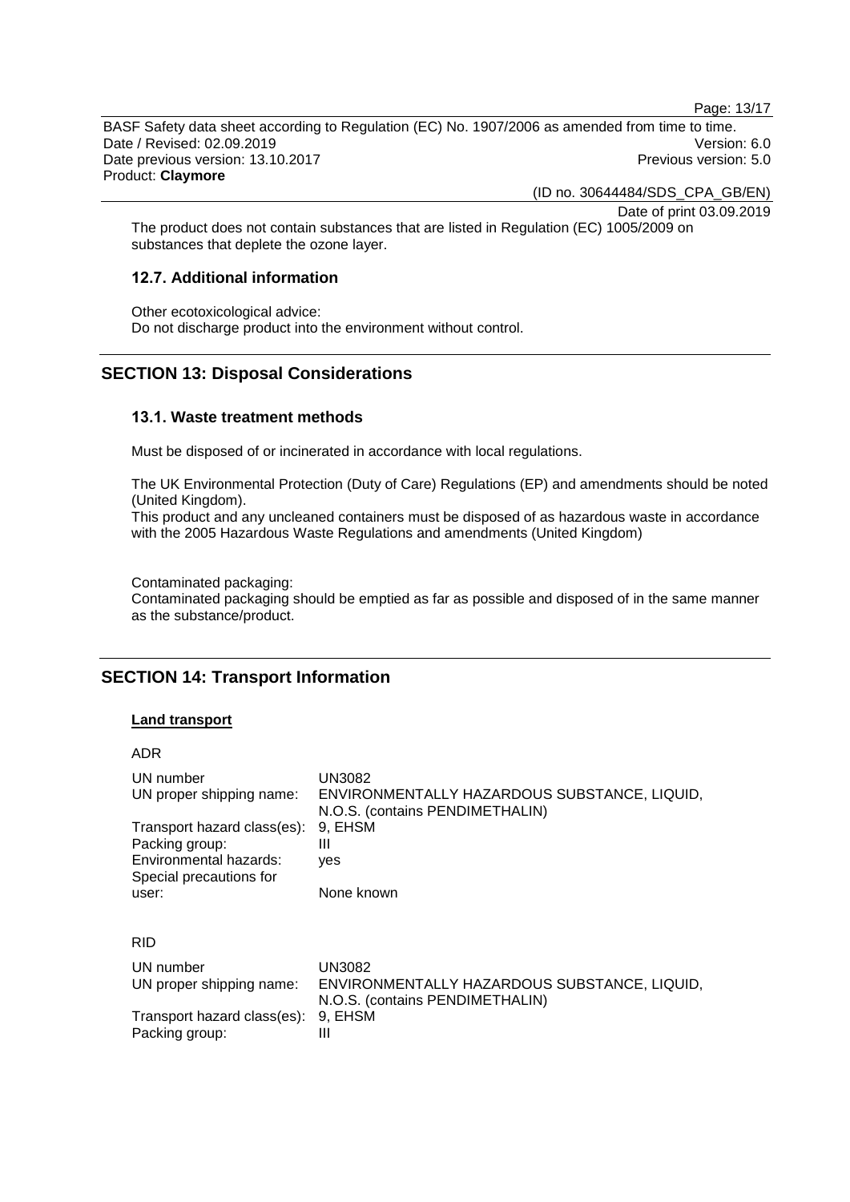The product does not contain substances that are listed in Regulation (EC) 1005/2009 on substances that deplete the ozone layer.

### 12.7. Additional information

Other ecotoxicological advice:
Do not discharge product into the environment without control.

## SECTION 13: Disposal Considerations

### 13.1. Waste treatment methods

Must be disposed of or incinerated in accordance with local regulations.

The UK Environmental Protection (Duty of Care) Regulations (EP) and amendments should be noted (United Kingdom).
This product and any uncleaned containers must be disposed of as hazardous waste in accordance with the 2005 Hazardous Waste Regulations and amendments (United Kingdom)

Contaminated packaging:
Contaminated packaging should be emptied as far as possible and disposed of in the same manner as the substance/product.

## SECTION 14: Transport Information

**Land transport**

ADR

| | |
|---|---|
| UN number | UN3082 |
| UN proper shipping name: | ENVIRONMENTALLY HAZARDOUS SUBSTANCE, LIQUID, N.O.S. (contains PENDIMETHALIN) |
| Transport hazard class(es): | 9, EHSM |
| Packing group: | III |
| Environmental hazards: | yes |
| Special precautions for user: | None known |

RID

| | |
|---|---|
| UN number | UN3082 |
| UN proper shipping name: | ENVIRONMENTALLY HAZARDOUS SUBSTANCE, LIQUID, N.O.S. (contains PENDIMETHALIN) |
| Transport hazard class(es): | 9, EHSM |
| Packing group: | III |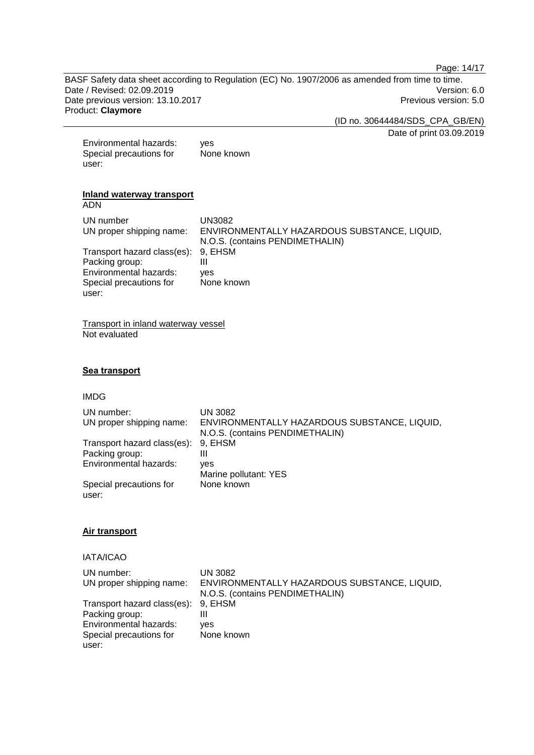| | |
|---|---|
| Environmental hazards: | yes |
| Special precautions for user: | None known |

**Inland waterway transport**

ADN

| | |
|---|---|
| UN number | UN3082 |
| UN proper shipping name: | ENVIRONMENTALLY HAZARDOUS SUBSTANCE, LIQUID, N.O.S. (contains PENDIMETHALIN) |
| Transport hazard class(es): | 9, EHSM |
| Packing group: | III |
| Environmental hazards: | yes |
| Special precautions for user: | None known |

Transport in inland waterway vessel

Not evaluated

**Sea transport**

IMDG

| | |
|---|---|
| UN number: | UN 3082 |
| UN proper shipping name: | ENVIRONMENTALLY HAZARDOUS SUBSTANCE, LIQUID, N.O.S. (contains PENDIMETHALIN) |
| Transport hazard class(es): | 9, EHSM |
| Packing group: | III |
| Environmental hazards: | yes<br>Marine pollutant: YES |
| Special precautions for user: | None known |

**Air transport**

IATA/ICAO

| | |
|---|---|
| UN number: | UN 3082 |
| UN proper shipping name: | ENVIRONMENTALLY HAZARDOUS SUBSTANCE, LIQUID, N.O.S. (contains PENDIMETHALIN) |
| Transport hazard class(es): | 9, EHSM |
| Packing group: | III |
| Environmental hazards: | yes |
| Special precautions for user: | None known |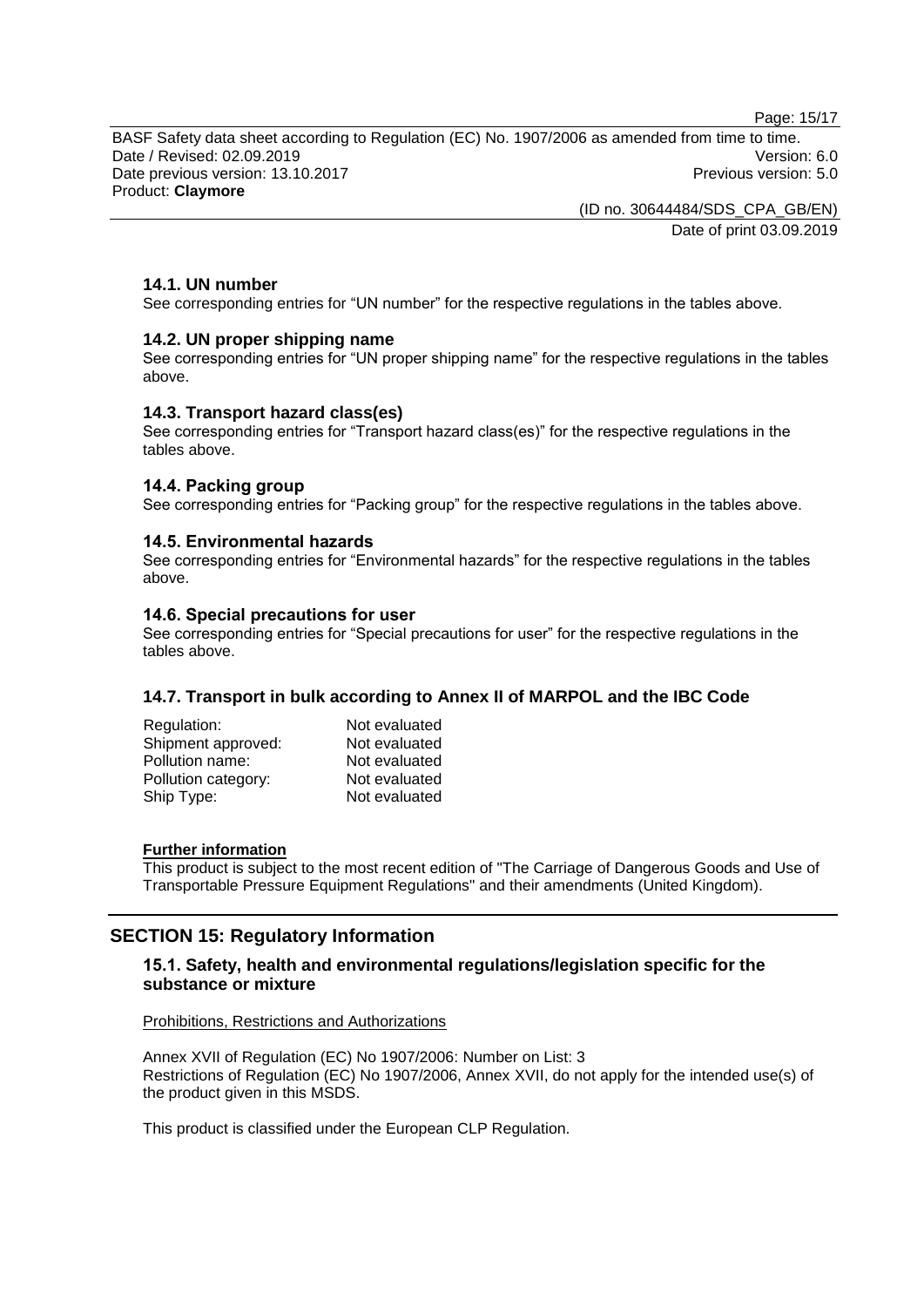### 14.1. UN number

See corresponding entries for "UN number" for the respective regulations in the tables above.

### 14.2. UN proper shipping name

See corresponding entries for "UN proper shipping name" for the respective regulations in the tables above.

### 14.3. Transport hazard class(es)

See corresponding entries for "Transport hazard class(es)" for the respective regulations in the tables above.

### 14.4. Packing group

See corresponding entries for "Packing group" for the respective regulations in the tables above.

### 14.5. Environmental hazards

See corresponding entries for "Environmental hazards" for the respective regulations in the tables above.

### 14.6. Special precautions for user

See corresponding entries for "Special precautions for user" for the respective regulations in the tables above.

### 14.7. Transport in bulk according to Annex II of MARPOL and the IBC Code

| | |
|---|---|
| Regulation: | Not evaluated |
| Shipment approved: | Not evaluated |
| Pollution name: | Not evaluated |
| Pollution category: | Not evaluated |
| Ship Type: | Not evaluated |

**Further information**

This product is subject to the most recent edition of "The Carriage of Dangerous Goods and Use of Transportable Pressure Equipment Regulations" and their amendments (United Kingdom).

## SECTION 15: Regulatory Information

### 15.1. Safety, health and environmental regulations/legislation specific for the substance or mixture

Prohibitions, Restrictions and Authorizations

Annex XVII of Regulation (EC) No 1907/2006: Number on List: 3
Restrictions of Regulation (EC) No 1907/2006, Annex XVII, do not apply for the intended use(s) of the product given in this MSDS.

This product is classified under the European CLP Regulation.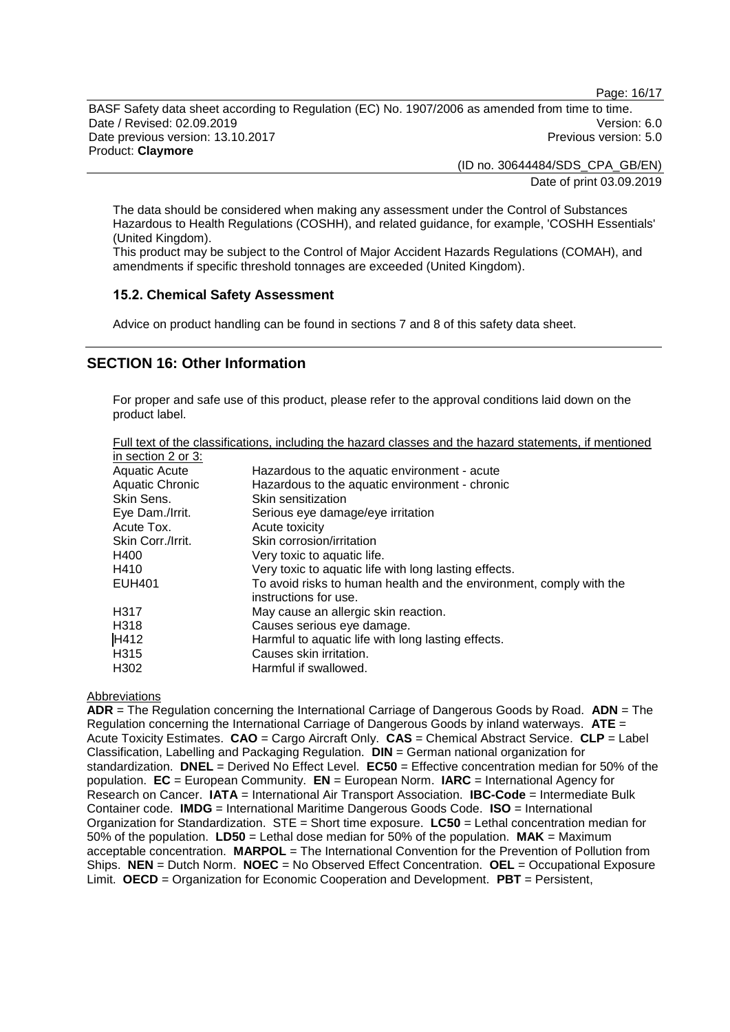The data should be considered when making any assessment under the Control of Substances Hazardous to Health Regulations (COSHH), and related guidance, for example, 'COSHH Essentials' (United Kingdom).
This product may be subject to the Control of Major Accident Hazards Regulations (COMAH), and amendments if specific threshold tonnages are exceeded (United Kingdom).

### 15.2. Chemical Safety Assessment

Advice on product handling can be found in sections 7 and 8 of this safety data sheet.

## SECTION 16: Other Information

For proper and safe use of this product, please refer to the approval conditions laid down on the product label.

Full text of the classifications, including the hazard classes and the hazard statements, if mentioned in section 2 or 3:

| | |
|---|---|
| Aquatic Acute | Hazardous to the aquatic environment - acute |
| Aquatic Chronic | Hazardous to the aquatic environment - chronic |
| Skin Sens. | Skin sensitization |
| Eye Dam./Irrit. | Serious eye damage/eye irritation |
| Acute Tox. | Acute toxicity |
| Skin Corr./Irrit. | Skin corrosion/irritation |
| H400 | Very toxic to aquatic life. |
| H410 | Very toxic to aquatic life with long lasting effects. |
| EUH401 | To avoid risks to human health and the environment, comply with the instructions for use. |
| H317 | May cause an allergic skin reaction. |
| H318 | Causes serious eye damage. |
| H412 | Harmful to aquatic life with long lasting effects. |
| H315 | Causes skin irritation. |
| H302 | Harmful if swallowed. |

Abbreviations

**ADR** = The Regulation concerning the International Carriage of Dangerous Goods by Road. **ADN** = The Regulation concerning the International Carriage of Dangerous Goods by inland waterways. **ATE** = Acute Toxicity Estimates. **CAO** = Cargo Aircraft Only. **CAS** = Chemical Abstract Service. **CLP** = Label Classification, Labelling and Packaging Regulation. **DIN** = German national organization for standardization. **DNEL** = Derived No Effect Level. **EC50** = Effective concentration median for 50% of the population. **EC** = European Community. **EN** = European Norm. **IARC** = International Agency for Research on Cancer. **IATA** = International Air Transport Association. **IBC-Code** = Intermediate Bulk Container code. **IMDG** = International Maritime Dangerous Goods Code. **ISO** = International Organization for Standardization. STE = Short time exposure. **LC50** = Lethal concentration median for 50% of the population. **LD50** = Lethal dose median for 50% of the population. **MAK** = Maximum acceptable concentration. **MARPOL** = The International Convention for the Prevention of Pollution from Ships. **NEN** = Dutch Norm. **NOEC** = No Observed Effect Concentration. **OEL** = Occupational Exposure Limit. **OECD** = Organization for Economic Cooperation and Development. **PBT** = Persistent,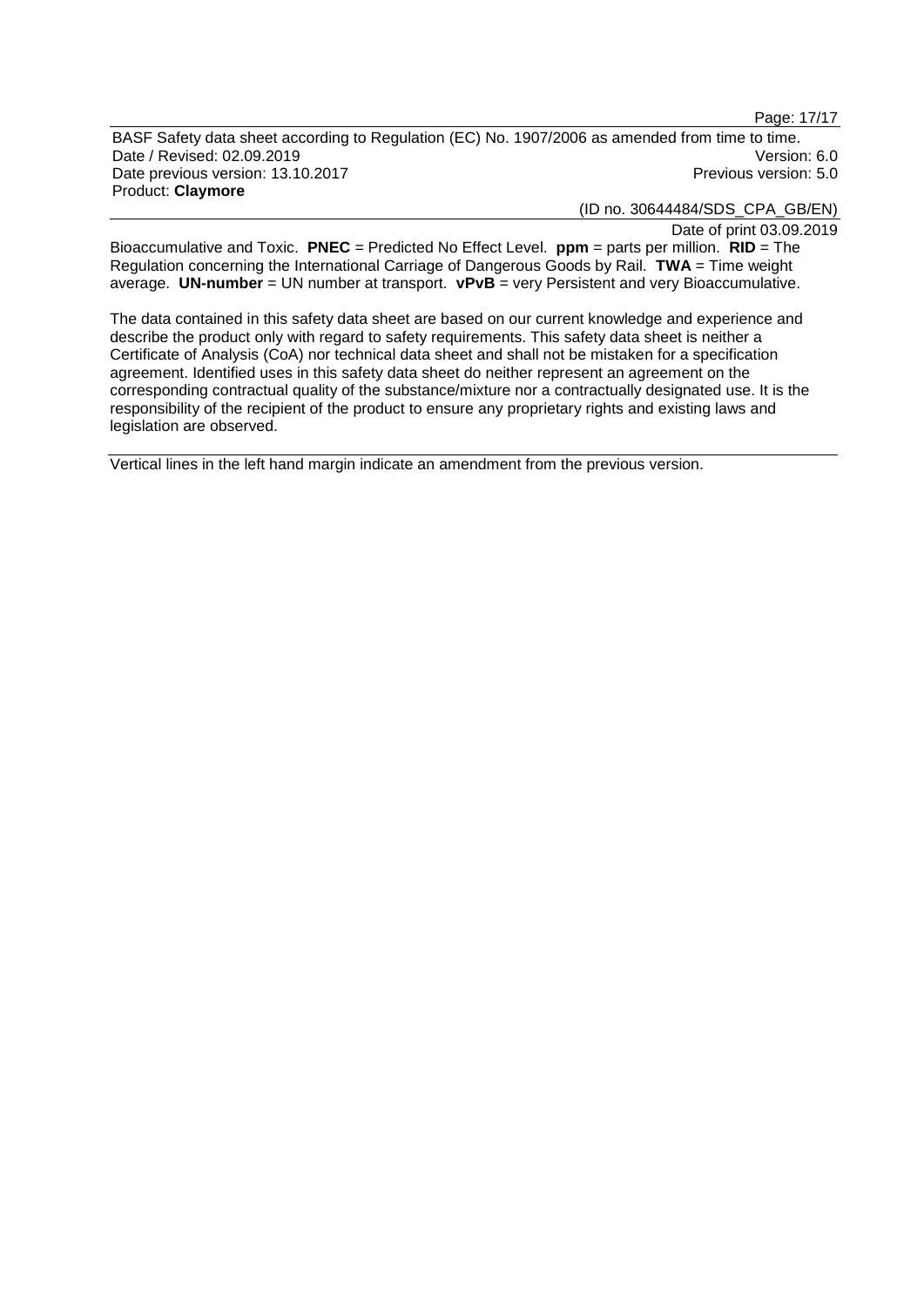Bioaccumulative and Toxic. **PNEC** = Predicted No Effect Level. **ppm** = parts per million. **RID** = The Regulation concerning the International Carriage of Dangerous Goods by Rail. **TWA** = Time weight average. **UN-number** = UN number at transport. **vPvB** = very Persistent and very Bioaccumulative.

The data contained in this safety data sheet are based on our current knowledge and experience and describe the product only with regard to safety requirements. This safety data sheet is neither a Certificate of Analysis (CoA) nor technical data sheet and shall not be mistaken for a specification agreement. Identified uses in this safety data sheet do neither represent an agreement on the corresponding contractual quality of the substance/mixture nor a contractually designated use. It is the responsibility of the recipient of the product to ensure any proprietary rights and existing laws and legislation are observed.

---

Vertical lines in the left hand margin indicate an amendment from the previous version.